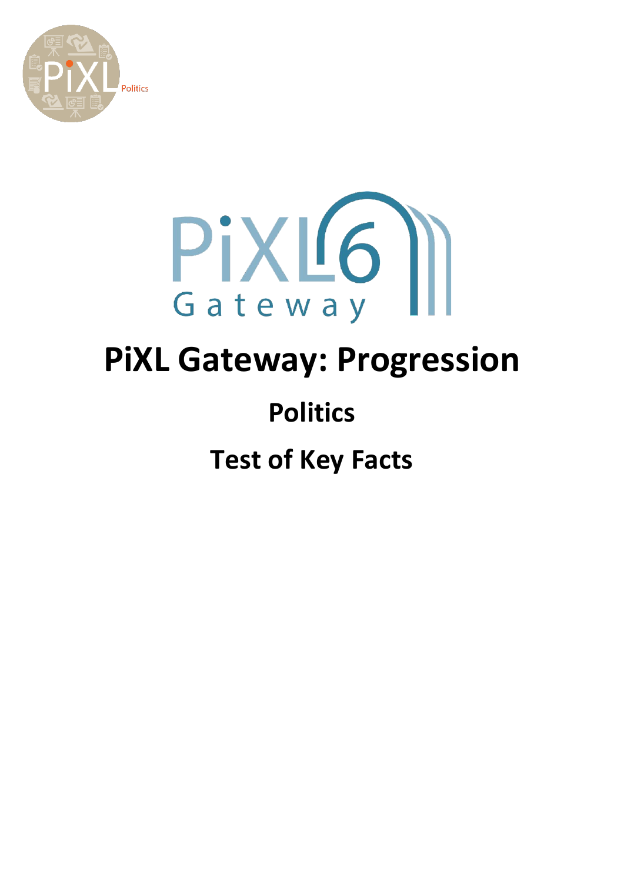# PiXL Gateway: Progression

## Politics

## Test of Key Facts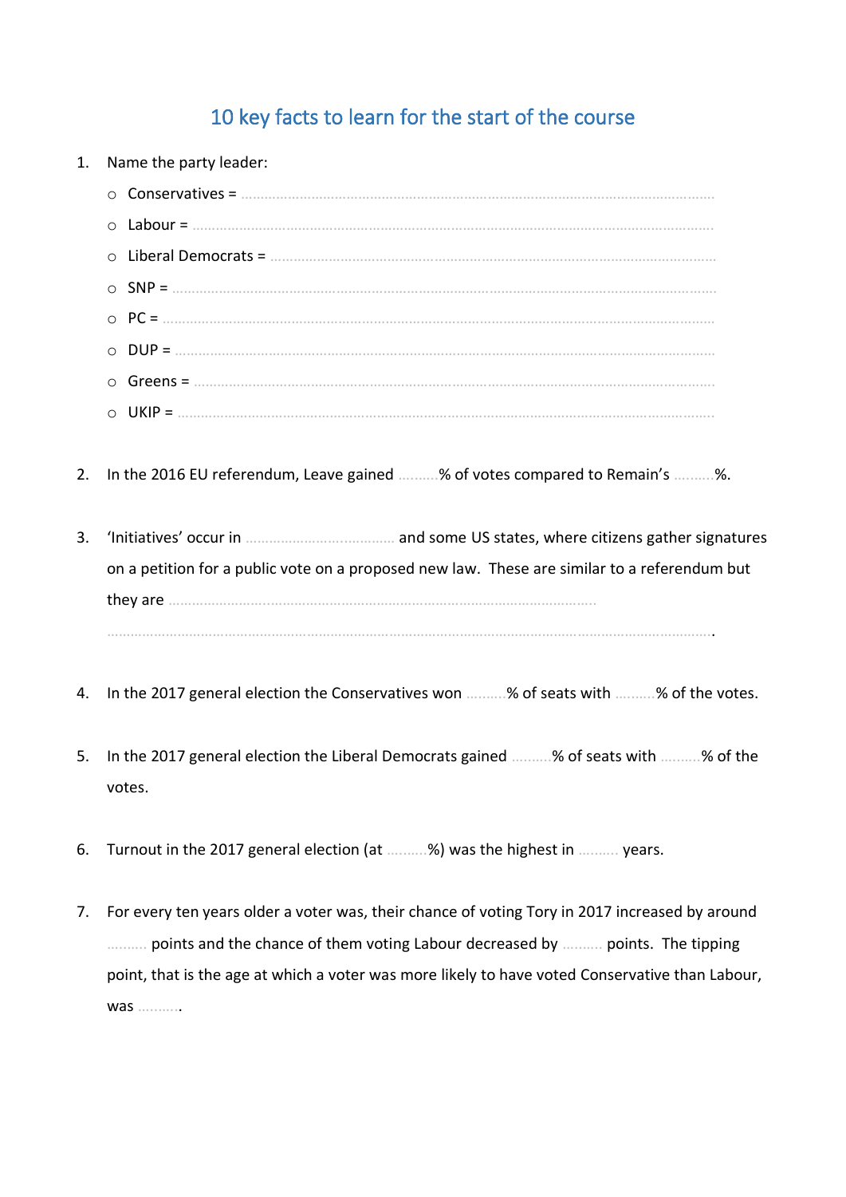# 10 key facts to learn for the start of the course

1. Name the party leader:
   - Conservatives = ……………………………………………………………………………………………
   - Labour = ……………………………………………………………………………………………………
   - Liberal Democrats = ………………………………………………………………………………………
   - SNP = ………………………………………………………………………………………………………
   - PC = …………………………………………………………………………………………………………
   - DUP = ………………………………………………………………………………………………………
   - Greens = ……………………………………………………………………………………………………
   - UKIP = ………………………………………………………………………………………………………

2. In the 2016 EU referendum, Leave gained ………% of votes compared to Remain's ………%.

3. 'Initiatives' occur in ……………………………… and some US states, where citizens gather signatures on a petition for a public vote on a proposed new law. These are similar to a referendum but they are ……………………………………………………………………………………………
   …………………………………………………………………………………………………………………………….

4. In the 2017 general election the Conservatives won ………% of seats with ………% of the votes.

5. In the 2017 general election the Liberal Democrats gained ………% of seats with ………% of the votes.

6. Turnout in the 2017 general election (at ………%) was the highest in ……… years.

7. For every ten years older a voter was, their chance of voting Tory in 2017 increased by around ……… points and the chance of them voting Labour decreased by ……… points. The tipping point, that is the age at which a voter was more likely to have voted Conservative than Labour, was ……….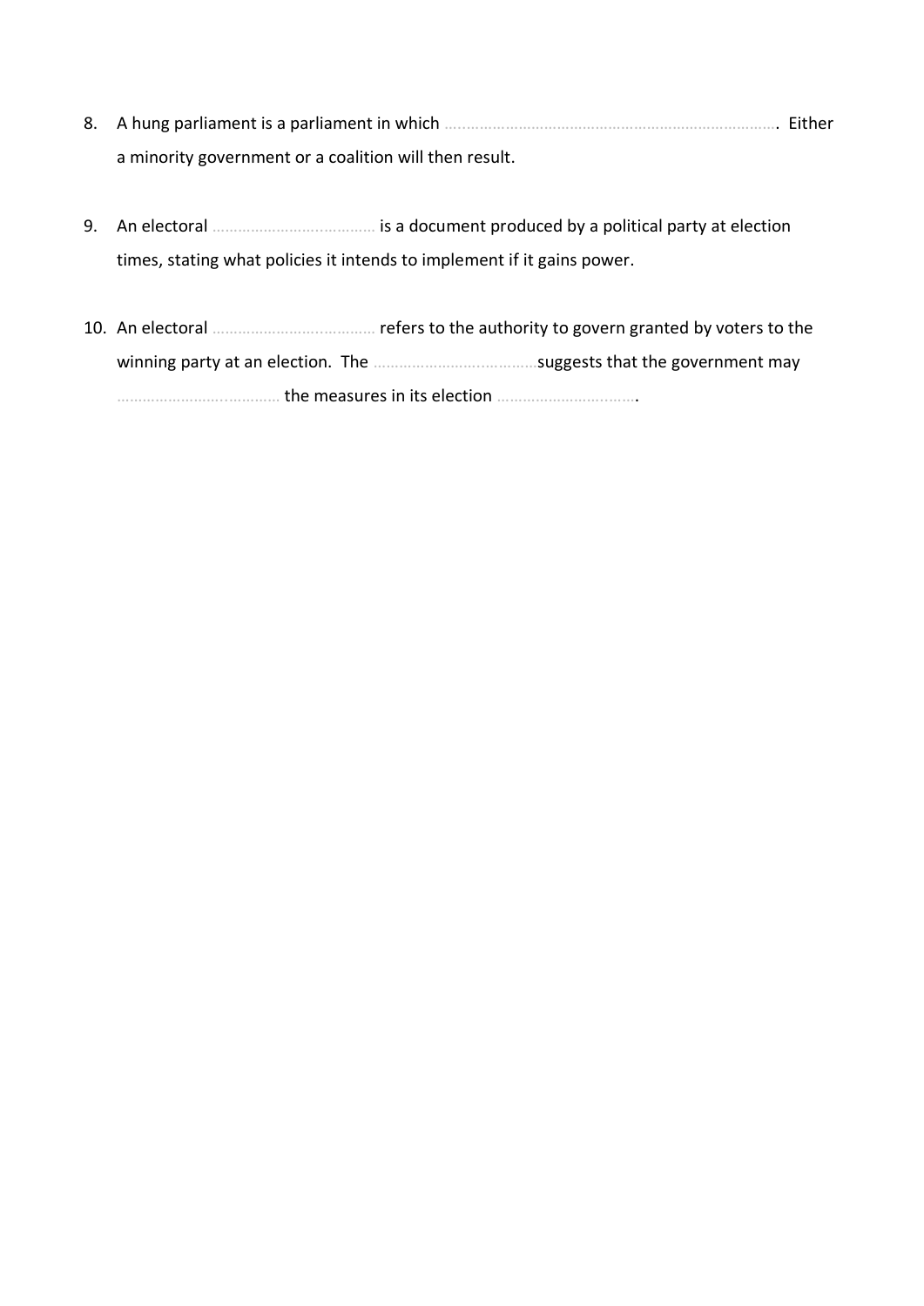8. A hung parliament is a parliament in which ………………………………………………………………………. Either a minority government or a coalition will then result.

9. An electoral ………………………………… is a document produced by a political party at election times, stating what policies it intends to implement if it gains power.

10. An electoral ………………………………… refers to the authority to govern granted by voters to the winning party at an election. The …………………………………suggests that the government may ………………………………… the measures in its election …………………………….